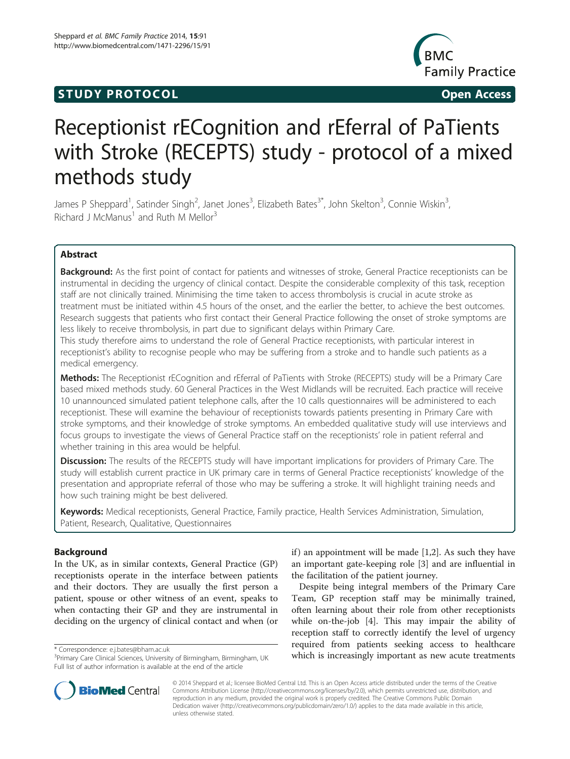STUDY PROTOCOL Open Access

# Receptionist rECognition and rEferral of PaTients with Stroke (RECEPTS) study - protocol of a mixed methods study

James P Sheppard[1], Satinder Singh[2], Janet Jones[3], Elizabeth Bates[3*], John Skelton[3], Connie Wiskin[3], Richard J McManus[1] and Ruth M Mellor[3]

## Abstract

**Background:** As the first point of contact for patients and witnesses of stroke, General Practice receptionists can be instrumental in deciding the urgency of clinical contact. Despite the considerable complexity of this task, reception staff are not clinically trained. Minimising the time taken to access thrombolysis is crucial in acute stroke as treatment must be initiated within 4.5 hours of the onset, and the earlier the better, to achieve the best outcomes. Research suggests that patients who first contact their General Practice following the onset of stroke symptoms are less likely to receive thrombolysis, in part due to significant delays within Primary Care.

This study therefore aims to understand the role of General Practice receptionists, with particular interest in receptionist's ability to recognise people who may be suffering from a stroke and to handle such patients as a medical emergency.

**Methods:** The Receptionist rECognition and rEferral of PaTients with Stroke (RECEPTS) study will be a Primary Care based mixed methods study. 60 General Practices in the West Midlands will be recruited. Each practice will receive 10 unannounced simulated patient telephone calls, after the 10 calls questionnaires will be administered to each receptionist. These will examine the behaviour of receptionists towards patients presenting in Primary Care with stroke symptoms, and their knowledge of stroke symptoms. An embedded qualitative study will use interviews and focus groups to investigate the views of General Practice staff on the receptionists' role in patient referral and whether training in this area would be helpful.

**Discussion:** The results of the RECEPTS study will have important implications for providers of Primary Care. The study will establish current practice in UK primary care in terms of General Practice receptionists' knowledge of the presentation and appropriate referral of those who may be suffering a stroke. It will highlight training needs and how such training might be best delivered.

**Keywords:** Medical receptionists, General Practice, Family practice, Health Services Administration, Simulation, Patient, Research, Qualitative, Questionnaires

## Background

In the UK, as in similar contexts, General Practice (GP) receptionists operate in the interface between patients and their doctors. They are usually the first person a patient, spouse or other witness of an event, speaks to when contacting their GP and they are instrumental in deciding on the urgency of clinical contact and when (or if) an appointment will be made [1,2]. As such they have an important gate-keeping role [3] and are influential in the facilitation of the patient journey.

Despite being integral members of the Primary Care Team, GP reception staff may be minimally trained, often learning about their role from other receptionists while on-the-job [4]. This may impair the ability of reception staff to correctly identify the level of urgency required from patients seeking access to healthcare which is increasingly important as new acute treatments

* Correspondence: e.j.bates@bham.ac.uk
[3]Primary Care Clinical Sciences, University of Birmingham, Birmingham, UK
Full list of author information is available at the end of the article

© 2014 Sheppard et al.; licensee BioMed Central Ltd. This is an Open Access article distributed under the terms of the Creative Commons Attribution License (http://creativecommons.org/licenses/by/2.0), which permits unrestricted use, distribution, and reproduction in any medium, provided the original work is properly credited. The Creative Commons Public Domain Dedication waiver (http://creativecommons.org/publicdomain/zero/1.0/) applies to the data made available in this article, unless otherwise stated.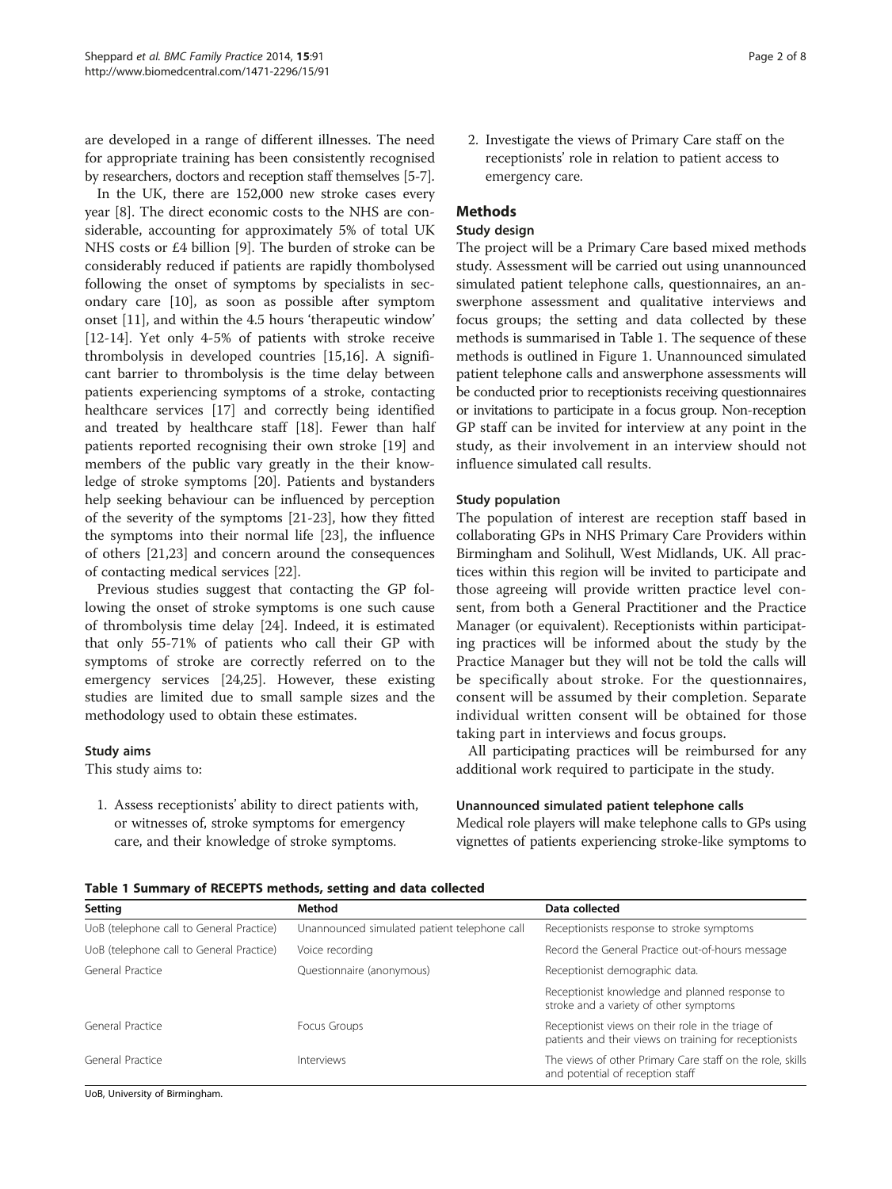are developed in a range of different illnesses. The need for appropriate training has been consistently recognised by researchers, doctors and reception staff themselves [5-7].

In the UK, there are 152,000 new stroke cases every year [8]. The direct economic costs to the NHS are considerable, accounting for approximately 5% of total UK NHS costs or £4 billion [9]. The burden of stroke can be considerably reduced if patients are rapidly thombolysed following the onset of symptoms by specialists in secondary care [10], as soon as possible after symptom onset [11], and within the 4.5 hours 'therapeutic window' [12-14]. Yet only 4-5% of patients with stroke receive thrombolysis in developed countries [15,16]. A significant barrier to thrombolysis is the time delay between patients experiencing symptoms of a stroke, contacting healthcare services [17] and correctly being identified and treated by healthcare staff [18]. Fewer than half patients reported recognising their own stroke [19] and members of the public vary greatly in the their knowledge of stroke symptoms [20]. Patients and bystanders help seeking behaviour can be influenced by perception of the severity of the symptoms [21-23], how they fitted the symptoms into their normal life [23], the influence of others [21,23] and concern around the consequences of contacting medical services [22].

Previous studies suggest that contacting the GP following the onset of stroke symptoms is one such cause of thrombolysis time delay [24]. Indeed, it is estimated that only 55-71% of patients who call their GP with symptoms of stroke are correctly referred on to the emergency services [24,25]. However, these existing studies are limited due to small sample sizes and the methodology used to obtain these estimates.

### Study aims

This study aims to:

1. Assess receptionists' ability to direct patients with, or witnesses of, stroke symptoms for emergency care, and their knowledge of stroke symptoms.
2. Investigate the views of Primary Care staff on the receptionists' role in relation to patient access to emergency care.

## Methods

### Study design

The project will be a Primary Care based mixed methods study. Assessment will be carried out using unannounced simulated patient telephone calls, questionnaires, an answerphone assessment and qualitative interviews and focus groups; the setting and data collected by these methods is summarised in Table 1. The sequence of these methods is outlined in Figure 1. Unannounced simulated patient telephone calls and answerphone assessments will be conducted prior to receptionists receiving questionnaires or invitations to participate in a focus group. Non-reception GP staff can be invited for interview at any point in the study, as their involvement in an interview should not influence simulated call results.

### Study population

The population of interest are reception staff based in collaborating GPs in NHS Primary Care Providers within Birmingham and Solihull, West Midlands, UK. All practices within this region will be invited to participate and those agreeing will provide written practice level consent, from both a General Practitioner and the Practice Manager (or equivalent). Receptionists within participating practices will be informed about the study by the Practice Manager but they will not be told the calls will be specifically about stroke. For the questionnaires, consent will be assumed by their completion. Separate individual written consent will be obtained for those taking part in interviews and focus groups.

All participating practices will be reimbursed for any additional work required to participate in the study.

### Unannounced simulated patient telephone calls

Medical role players will make telephone calls to GPs using vignettes of patients experiencing stroke-like symptoms to

**Table 1 Summary of RECEPTS methods, setting and data collected**

| Setting | Method | Data collected |
|---|---|---|
| UoB (telephone call to General Practice) | Unannounced simulated patient telephone call | Receptionists response to stroke symptoms |
| UoB (telephone call to General Practice) | Voice recording | Record the General Practice out-of-hours message |
| General Practice | Questionnaire (anonymous) | Receptionist demographic data. |
| | | Receptionist knowledge and planned response to stroke and a variety of other symptoms |
| General Practice | Focus Groups | Receptionist views on their role in the triage of patients and their views on training for receptionists |
| General Practice | Interviews | The views of other Primary Care staff on the role, skills and potential of reception staff |

UoB, University of Birmingham.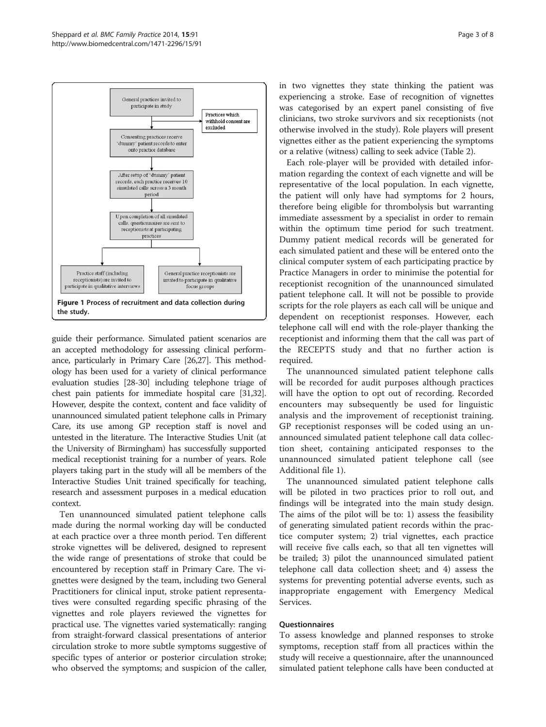General practices invited to participate in study

Practices which withhold consent are excluded

Consenting practices receive 'dummy' patient records to enter onto practice database

After setup of 'dummy' patient records, each practice receives 10 simulated calls across a 3 month period

Upon completion of all simulated calls, questionnaires are sent to receptionists at participating practices

Practice staff (including receptionists) are invited to participate in qualitative interviews

General practice receptionists are invited to participate in qualitative focus groups

**Figure 1 Process of recruitment and data collection during the study.**

guide their performance. Simulated patient scenarios are an accepted methodology for assessing clinical performance, particularly in Primary Care [26,27]. This methodology has been used for a variety of clinical performance evaluation studies [28-30] including telephone triage of chest pain patients for immediate hospital care [31,32]. However, despite the context, content and face validity of unannounced simulated patient telephone calls in Primary Care, its use among GP reception staff is novel and untested in the literature. The Interactive Studies Unit (at the University of Birmingham) has successfully supported medical receptionist training for a number of years. Role players taking part in the study will all be members of the Interactive Studies Unit trained specifically for teaching, research and assessment purposes in a medical education context.

Ten unannounced simulated patient telephone calls made during the normal working day will be conducted at each practice over a three month period. Ten different stroke vignettes will be delivered, designed to represent the wide range of presentations of stroke that could be encountered by reception staff in Primary Care. The vignettes were designed by the team, including two General Practitioners for clinical input, stroke patient representatives were consulted regarding specific phrasing of the vignettes and role players reviewed the vignettes for practical use. The vignettes varied systematically: ranging from straight-forward classical presentations of anterior circulation stroke to more subtle symptoms suggestive of specific types of anterior or posterior circulation stroke; who observed the symptoms; and suspicion of the caller, in two vignettes they state thinking the patient was experiencing a stroke. Ease of recognition of vignettes was categorised by an expert panel consisting of five clinicians, two stroke survivors and six receptionists (not otherwise involved in the study). Role players will present vignettes either as the patient experiencing the symptoms or a relative (witness) calling to seek advice (Table 2).

Each role-player will be provided with detailed information regarding the context of each vignette and will be representative of the local population. In each vignette, the patient will only have had symptoms for 2 hours, therefore being eligible for thrombolysis but warranting immediate assessment by a specialist in order to remain within the optimum time period for such treatment. Dummy patient medical records will be generated for each simulated patient and these will be entered onto the clinical computer system of each participating practice by Practice Managers in order to minimise the potential for receptionist recognition of the unannounced simulated patient telephone call. It will not be possible to provide scripts for the role players as each call will be unique and dependent on receptionist responses. However, each telephone call will end with the role-player thanking the receptionist and informing them that the call was part of the RECEPTS study and that no further action is required.

The unannounced simulated patient telephone calls will be recorded for audit purposes although practices will have the option to opt out of recording. Recorded encounters may subsequently be used for linguistic analysis and the improvement of receptionist training. GP receptionist responses will be coded using an unannounced simulated patient telephone call data collection sheet, containing anticipated responses to the unannounced simulated patient telephone call (see Additional file 1).

The unannounced simulated patient telephone calls will be piloted in two practices prior to roll out, and findings will be integrated into the main study design. The aims of the pilot will be to: 1) assess the feasibility of generating simulated patient records within the practice computer system; 2) trial vignettes, each practice will receive five calls each, so that all ten vignettes will be trailed; 3) pilot the unannounced simulated patient telephone call data collection sheet; and 4) assess the systems for preventing potential adverse events, such as inappropriate engagement with Emergency Medical Services.

### Questionnaires

To assess knowledge and planned responses to stroke symptoms, reception staff from all practices within the study will receive a questionnaire, after the unannounced simulated patient telephone calls have been conducted at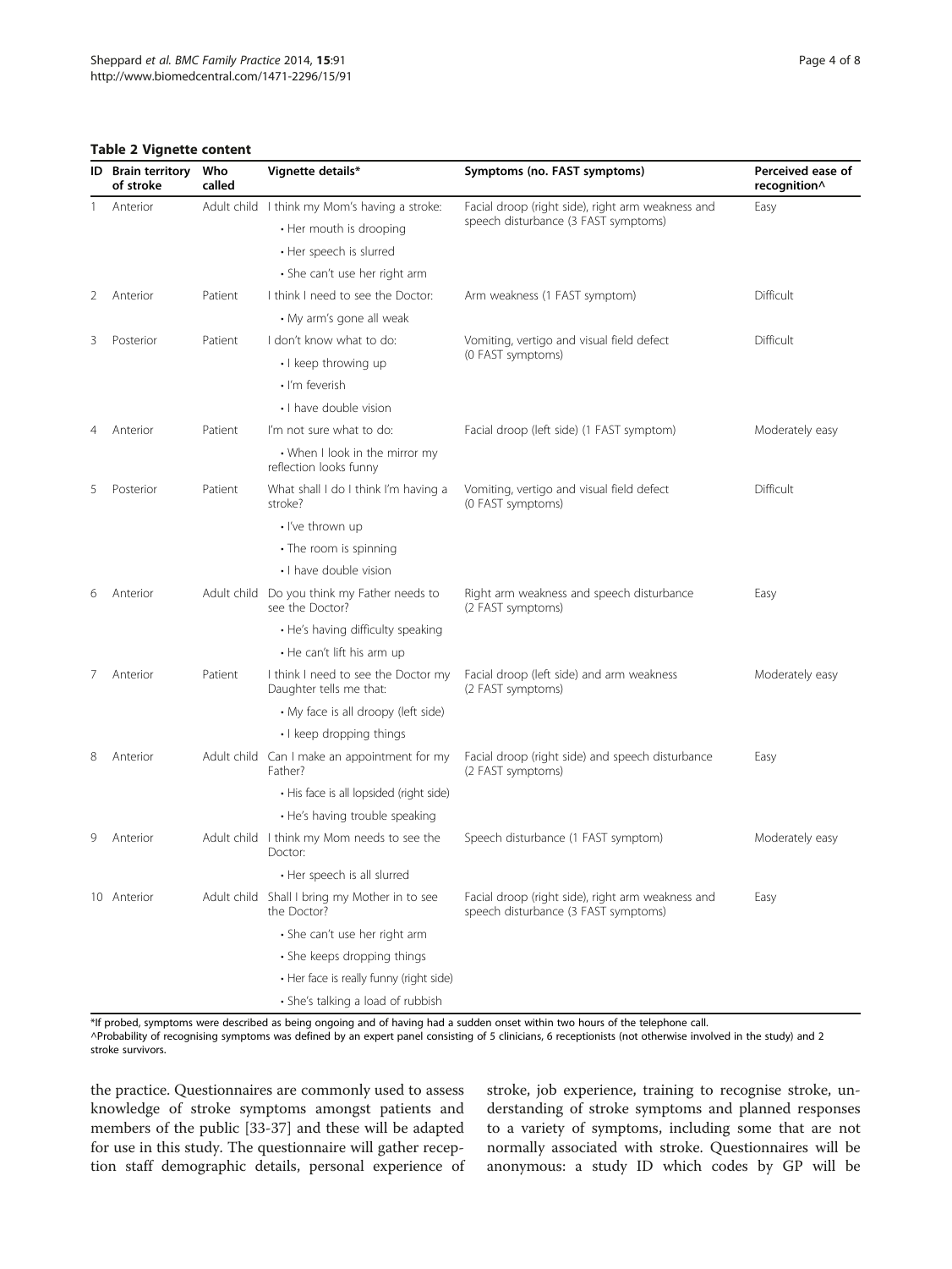**Table 2 Vignette content**

| ID | Brain territory of stroke | Who called | Vignette details* | Symptoms (no. FAST symptoms) | Perceived ease of recognition^ |
|---|---|---|---|---|---|
| 1 | Anterior | Adult child | I think my Mom's having a stroke: • Her mouth is drooping • Her speech is slurred • She can't use her right arm | Facial droop (right side), right arm weakness and speech disturbance (3 FAST symptoms) | Easy |
| 2 | Anterior | Patient | I think I need to see the Doctor: • My arm's gone all weak | Arm weakness (1 FAST symptom) | Difficult |
| 3 | Posterior | Patient | I don't know what to do: • I keep throwing up • I'm feverish • I have double vision | Vomiting, vertigo and visual field defect (0 FAST symptoms) | Difficult |
| 4 | Anterior | Patient | I'm not sure what to do: • When I look in the mirror my reflection looks funny | Facial droop (left side) (1 FAST symptom) | Moderately easy |
| 5 | Posterior | Patient | What shall I do I think I'm having a stroke? • I've thrown up • The room is spinning • I have double vision | Vomiting, vertigo and visual field defect (0 FAST symptoms) | Difficult |
| 6 | Anterior | Adult child | Do you think my Father needs to see the Doctor? • He's having difficulty speaking • He can't lift his arm up | Right arm weakness and speech disturbance (2 FAST symptoms) | Easy |
| 7 | Anterior | Patient | I think I need to see the Doctor my Daughter tells me that: • My face is all droopy (left side) • I keep dropping things | Facial droop (left side) and arm weakness (2 FAST symptoms) | Moderately easy |
| 8 | Anterior | Adult child | Can I make an appointment for my Father? • His face is all lopsided (right side) • He's having trouble speaking | Facial droop (right side) and speech disturbance (2 FAST symptoms) | Easy |
| 9 | Anterior | Adult child | I think my Mom needs to see the Doctor: • Her speech is all slurred | Speech disturbance (1 FAST symptom) | Moderately easy |
| 10 | Anterior | Adult child | Shall I bring my Mother in to see the Doctor? • She can't use her right arm • She keeps dropping things • Her face is really funny (right side) • She's talking a load of rubbish | Facial droop (right side), right arm weakness and speech disturbance (3 FAST symptoms) | Easy |

*If probed, symptoms were described as being ongoing and of having had a sudden onset within two hours of the telephone call.
^Probability of recognising symptoms was defined by an expert panel consisting of 5 clinicians, 6 receptionists (not otherwise involved in the study) and 2 stroke survivors.

the practice. Questionnaires are commonly used to assess knowledge of stroke symptoms amongst patients and members of the public [33-37] and these will be adapted for use in this study. The questionnaire will gather reception staff demographic details, personal experience of stroke, job experience, training to recognise stroke, understanding of stroke symptoms and planned responses to a variety of symptoms, including some that are not normally associated with stroke. Questionnaires will be anonymous: a study ID which codes by GP will be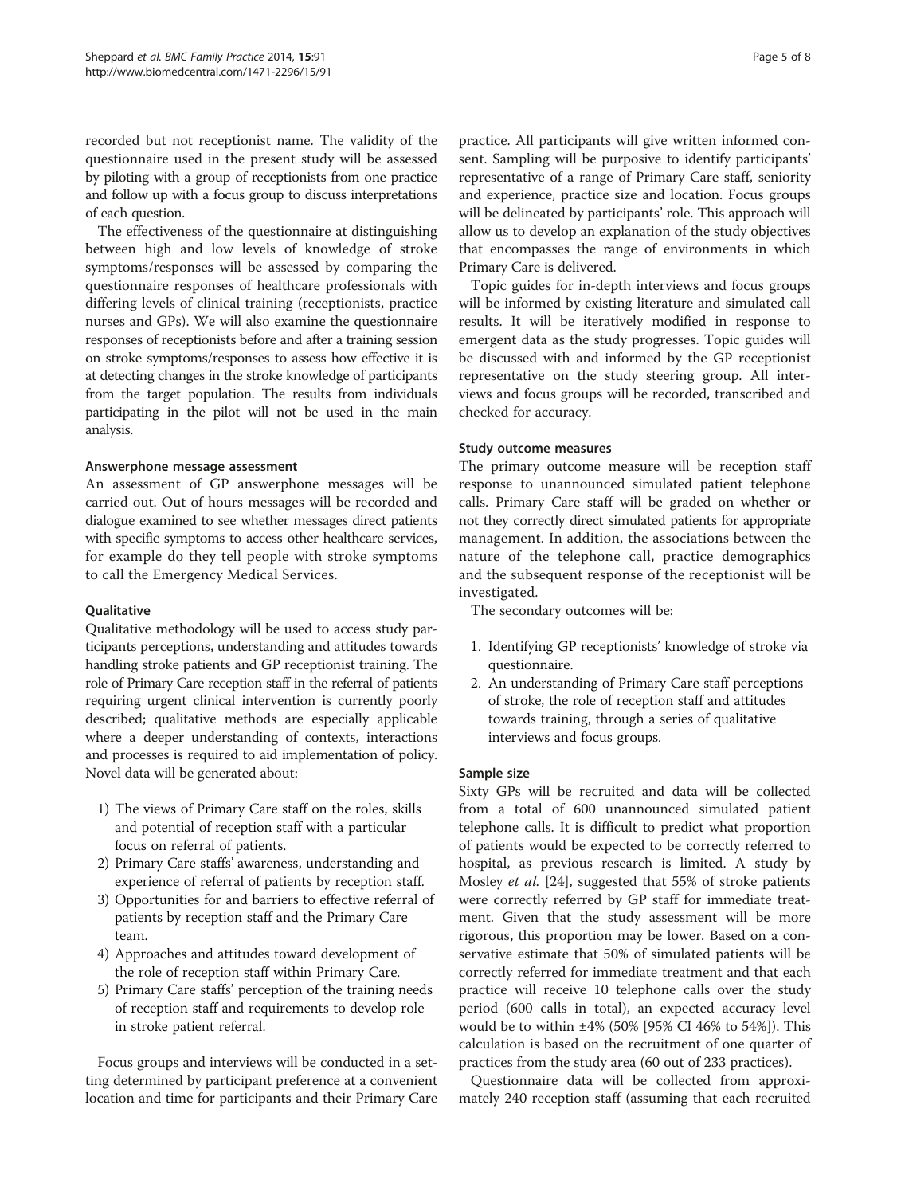recorded but not receptionist name. The validity of the questionnaire used in the present study will be assessed by piloting with a group of receptionists from one practice and follow up with a focus group to discuss interpretations of each question.

The effectiveness of the questionnaire at distinguishing between high and low levels of knowledge of stroke symptoms/responses will be assessed by comparing the questionnaire responses of healthcare professionals with differing levels of clinical training (receptionists, practice nurses and GPs). We will also examine the questionnaire responses of receptionists before and after a training session on stroke symptoms/responses to assess how effective it is at detecting changes in the stroke knowledge of participants from the target population. The results from individuals participating in the pilot will not be used in the main analysis.

#### Answerphone message assessment

An assessment of GP answerphone messages will be carried out. Out of hours messages will be recorded and dialogue examined to see whether messages direct patients with specific symptoms to access other healthcare services, for example do they tell people with stroke symptoms to call the Emergency Medical Services.

#### Qualitative

Qualitative methodology will be used to access study participants perceptions, understanding and attitudes towards handling stroke patients and GP receptionist training. The role of Primary Care reception staff in the referral of patients requiring urgent clinical intervention is currently poorly described; qualitative methods are especially applicable where a deeper understanding of contexts, interactions and processes is required to aid implementation of policy. Novel data will be generated about:

1) The views of Primary Care staff on the roles, skills and potential of reception staff with a particular focus on referral of patients.
2) Primary Care staffs' awareness, understanding and experience of referral of patients by reception staff.
3) Opportunities for and barriers to effective referral of patients by reception staff and the Primary Care team.
4) Approaches and attitudes toward development of the role of reception staff within Primary Care.
5) Primary Care staffs' perception of the training needs of reception staff and requirements to develop role in stroke patient referral.

Focus groups and interviews will be conducted in a setting determined by participant preference at a convenient location and time for participants and their Primary Care practice. All participants will give written informed consent. Sampling will be purposive to identify participants' representative of a range of Primary Care staff, seniority and experience, practice size and location. Focus groups will be delineated by participants' role. This approach will allow us to develop an explanation of the study objectives that encompasses the range of environments in which Primary Care is delivered.

Topic guides for in-depth interviews and focus groups will be informed by existing literature and simulated call results. It will be iteratively modified in response to emergent data as the study progresses. Topic guides will be discussed with and informed by the GP receptionist representative on the study steering group. All interviews and focus groups will be recorded, transcribed and checked for accuracy.

#### Study outcome measures

The primary outcome measure will be reception staff response to unannounced simulated patient telephone calls. Primary Care staff will be graded on whether or not they correctly direct simulated patients for appropriate management. In addition, the associations between the nature of the telephone call, practice demographics and the subsequent response of the receptionist will be investigated.

The secondary outcomes will be:

1. Identifying GP receptionists' knowledge of stroke via questionnaire.
2. An understanding of Primary Care staff perceptions of stroke, the role of reception staff and attitudes towards training, through a series of qualitative interviews and focus groups.

#### Sample size

Sixty GPs will be recruited and data will be collected from a total of 600 unannounced simulated patient telephone calls. It is difficult to predict what proportion of patients would be expected to be correctly referred to hospital, as previous research is limited. A study by Mosley *et al.* [24], suggested that 55% of stroke patients were correctly referred by GP staff for immediate treatment. Given that the study assessment will be more rigorous, this proportion may be lower. Based on a conservative estimate that 50% of simulated patients will be correctly referred for immediate treatment and that each practice will receive 10 telephone calls over the study period (600 calls in total), an expected accuracy level would be to within ±4% (50% [95% CI 46% to 54%]). This calculation is based on the recruitment of one quarter of practices from the study area (60 out of 233 practices).

Questionnaire data will be collected from approximately 240 reception staff (assuming that each recruited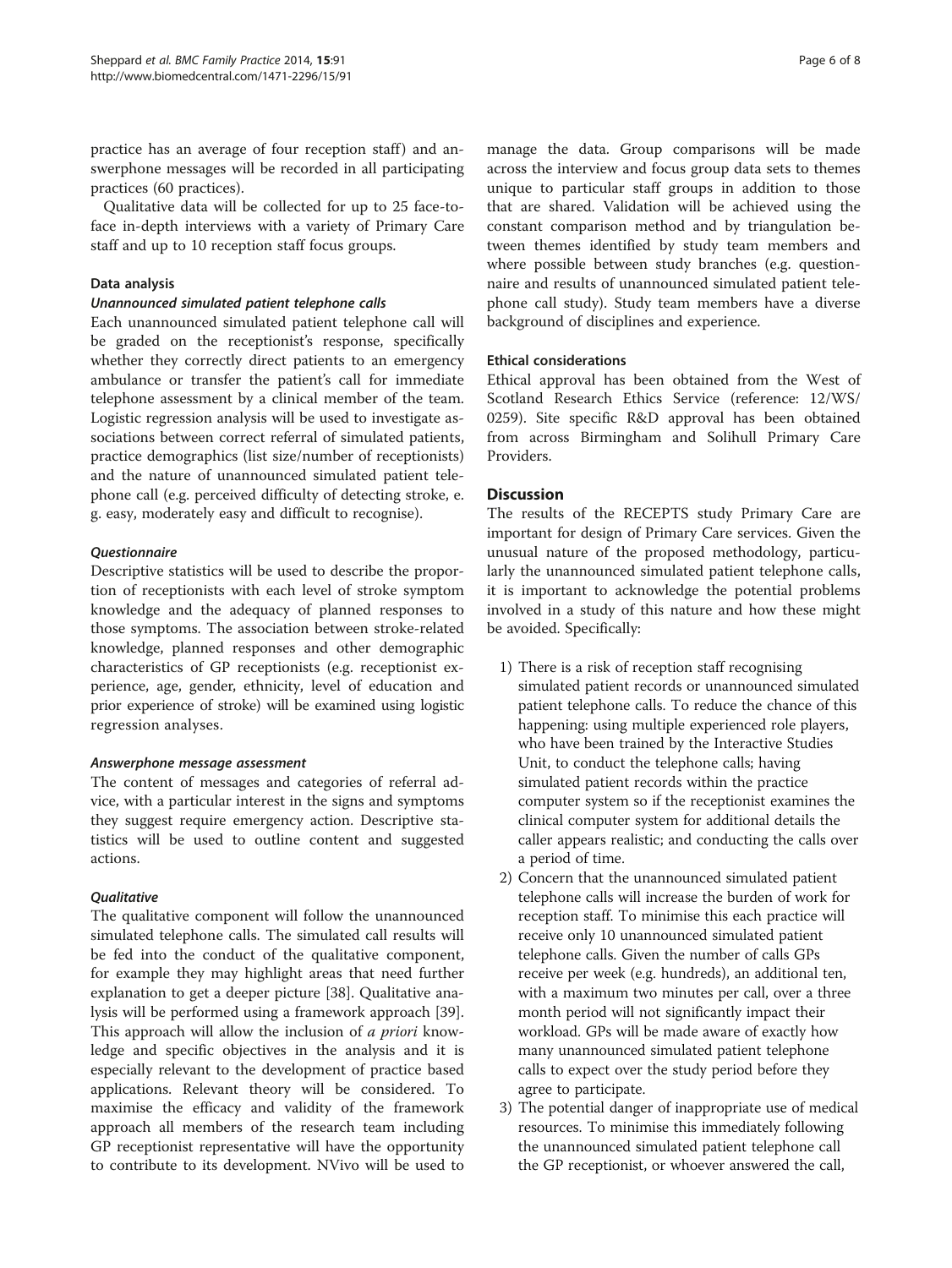practice has an average of four reception staff) and answerphone messages will be recorded in all participating practices (60 practices).

Qualitative data will be collected for up to 25 face-to-face in-depth interviews with a variety of Primary Care staff and up to 10 reception staff focus groups.

### Data analysis

#### *Unannounced simulated patient telephone calls*

Each unannounced simulated patient telephone call will be graded on the receptionist's response, specifically whether they correctly direct patients to an emergency ambulance or transfer the patient's call for immediate telephone assessment by a clinical member of the team. Logistic regression analysis will be used to investigate associations between correct referral of simulated patients, practice demographics (list size/number of receptionists) and the nature of unannounced simulated patient telephone call (e.g. perceived difficulty of detecting stroke, e.g. easy, moderately easy and difficult to recognise).

#### *Questionnaire*

Descriptive statistics will be used to describe the proportion of receptionists with each level of stroke symptom knowledge and the adequacy of planned responses to those symptoms. The association between stroke-related knowledge, planned responses and other demographic characteristics of GP receptionists (e.g. receptionist experience, age, gender, ethnicity, level of education and prior experience of stroke) will be examined using logistic regression analyses.

#### *Answerphone message assessment*

The content of messages and categories of referral advice, with a particular interest in the signs and symptoms they suggest require emergency action. Descriptive statistics will be used to outline content and suggested actions.

#### *Qualitative*

The qualitative component will follow the unannounced simulated telephone calls. The simulated call results will be fed into the conduct of the qualitative component, for example they may highlight areas that need further explanation to get a deeper picture [38]. Qualitative analysis will be performed using a framework approach [39]. This approach will allow the inclusion of *a priori* knowledge and specific objectives in the analysis and it is especially relevant to the development of practice based applications. Relevant theory will be considered. To maximise the efficacy and validity of the framework approach all members of the research team including GP receptionist representative will have the opportunity to contribute to its development. NVivo will be used to manage the data. Group comparisons will be made across the interview and focus group data sets to themes unique to particular staff groups in addition to those that are shared. Validation will be achieved using the constant comparison method and by triangulation between themes identified by study team members and where possible between study branches (e.g. questionnaire and results of unannounced simulated patient telephone call study). Study team members have a diverse background of disciplines and experience.

### Ethical considerations

Ethical approval has been obtained from the West of Scotland Research Ethics Service (reference: 12/WS/0259). Site specific R&D approval has been obtained from across Birmingham and Solihull Primary Care Providers.

## Discussion

The results of the RECEPTS study Primary Care are important for design of Primary Care services. Given the unusual nature of the proposed methodology, particularly the unannounced simulated patient telephone calls, it is important to acknowledge the potential problems involved in a study of this nature and how these might be avoided. Specifically:

1) There is a risk of reception staff recognising simulated patient records or unannounced simulated patient telephone calls. To reduce the chance of this happening: using multiple experienced role players, who have been trained by the Interactive Studies Unit, to conduct the telephone calls; having simulated patient records within the practice computer system so if the receptionist examines the clinical computer system for additional details the caller appears realistic; and conducting the calls over a period of time.
2) Concern that the unannounced simulated patient telephone calls will increase the burden of work for reception staff. To minimise this each practice will receive only 10 unannounced simulated patient telephone calls. Given the number of calls GPs receive per week (e.g. hundreds), an additional ten, with a maximum two minutes per call, over a three month period will not significantly impact their workload. GPs will be made aware of exactly how many unannounced simulated patient telephone calls to expect over the study period before they agree to participate.
3) The potential danger of inappropriate use of medical resources. To minimise this immediately following the unannounced simulated patient telephone call the GP receptionist, or whoever answered the call,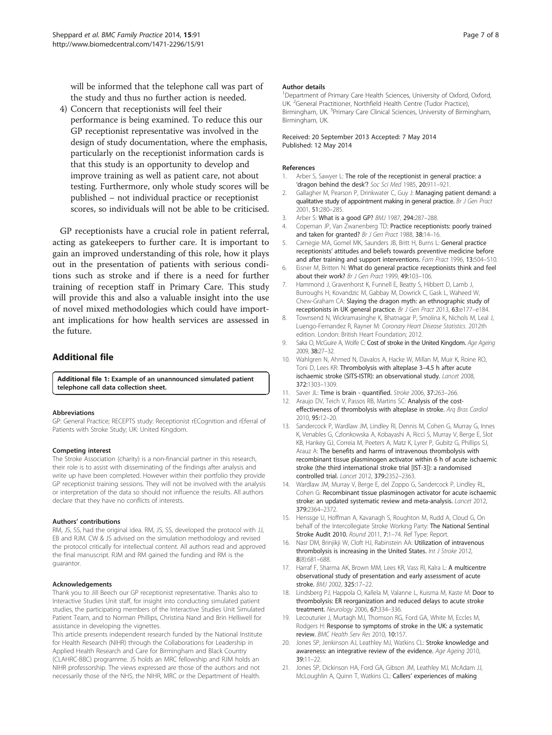will be informed that the telephone call was part of the study and thus no further action is needed.

4) Concern that receptionists will feel their performance is being examined. To reduce this our GP receptionist representative was involved in the design of study documentation, where the emphasis, particularly on the receptionist information cards is that this study is an opportunity to develop and improve training as well as patient care, not about testing. Furthermore, only whole study scores will be published – not individual practice or receptionist scores, so individuals will not be able to be criticised.

GP receptionists have a crucial role in patient referral, acting as gatekeepers to further care. It is important to gain an improved understanding of this role, how it plays out in the presentation of patients with serious conditions such as stroke and if there is a need for further training of reception staff in Primary Care. This study will provide this and also a valuable insight into the use of novel mixed methodologies which could have important implications for how health services are assessed in the future.

## Additional file

**Additional file 1: Example of an unannounced simulated patient telephone call data collection sheet.**

#### Abbreviations

GP: General Practice; RECEPTS study: Receptionist rECognition and rEferral of Patients with Stroke Study; UK: United Kingdom.

#### Competing interest

The Stroke Association (charity) is a non-financial partner in this research, their role is to assist with disseminating of the findings after analysis and write up have been completed. However within their portfolio they provide GP receptionist training sessions. They will not be involved with the analysis or interpretation of the data so should not influence the results. All authors declare that they have no conflicts of interests.

#### Authors' contributions

RM, JS, SS, had the original idea. RM, JS, SS, developed the protocol with JJ, EB and RJM. CW & JS advised on the simulation methodology and revised the protocol critically for intellectual content. All authors read and approved the final manuscript. RJM and RM gained the funding and RM is the guarantor.

#### Acknowledgements

Thank you to Jill Beech our GP receptionist representative. Thanks also to Interactive Studies Unit staff, for insight into conducting simulated patient studies, the participating members of the Interactive Studies Unit Simulated Patient Team, and to Norman Phillips, Christina Nand and Brin Helliwell for assistance in developing the vignettes.

This article presents independent research funded by the National Institute for Health Research (NIHR) through the Collaborations for Leadership in Applied Health Research and Care for Birmingham and Black Country (CLAHRC-BBC) programme. JS holds an MRC fellowship and RJM holds an NIHR professorship. The views expressed are those of the authors and not necessarily those of the NHS, the NIHR, MRC or the Department of Health.

#### Author details

[1]Department of Primary Care Health Sciences, University of Oxford, Oxford, UK. [2]General Practitioner, Northfield Health Centre (Tudor Practice), Birmingham, UK. [3]Primary Care Clinical Sciences, University of Birmingham, Birmingham, UK.

Received: 20 September 2013 Accepted: 7 May 2014
Published: 12 May 2014

#### References

1. Arber S, Sawyer L: **The role of the receptionist in general practice: a 'dragon behind the desk'?** *Soc Sci Med* 1985, **20:**911–921.
2. Gallagher M, Pearson P, Drinkwater C, Guy J: **Managing patient demand: a qualitative study of appointment making in general practice.** *Br J Gen Pract* 2001, **51:**280–285.
3. Arber S: **What is a good GP?** *BMJ* 1987, **294:**287–288.
4. Copeman JP, Van Zwanenberg TD: **Practice receptionists: poorly trained and taken for granted?** *Br J Gen Pract* 1988, **38:**14–16.
5. Carnegie MA, Gomel MK, Saunders JB, Britt H, Burns L: **General practice receptionists' attitudes and beliefs towards preventive medicine before and after training and support interventions.** *Fam Pract* 1996, **13:**504–510.
6. Eisner M, Britten N: **What do general practice receptionists think and feel about their work?** *Br J Gen Pract* 1999, **49:**103–106.
7. Hammond J, Gravenhorst K, Funnell E, Beatty S, Hibbert D, Lamb J, Burroughs H, Kovandzic M, Gabbay M, Dowrick C, Gask L, Waheed W, Chew-Graham CA: **Slaying the dragon myth: an ethnographic study of receptionists in UK general practice.** *Br J Gen Pract* 2013, **63:**e177–e184.
8. Townsend N, Wickramasinghe K, Bhatnagar P, Smolina K, Nichols M, Leal J, Luengo-Fernandez R, Rayner M: *Coronary Heart Disease Statistics.* 2012th edition. London: British Heart Foundation; 2012.
9. Saka O, McGuire A, Wolfe C: **Cost of stroke in the United Kingdom.** *Age Ageing* 2009, **38:**27–32.
10. Wahlgren N, Ahmed N, Davalos A, Hacke W, Millan M, Muir K, Roine RO, Toni D, Lees KR: **Thrombolysis with alteplase 3–4.5 h after acute ischaemic stroke (SITS-ISTR): an observational study.** *Lancet* 2008, **372:**1303–1309.
11. Saver JL: **Time is brain - quantified.** *Stroke* 2006, **37:**263–266.
12. Araujo DV, Teich V, Passos RB, Martins SC: **Analysis of the cost-effectiveness of thrombolysis with alteplase in stroke.** *Arq Bras Cardiol* 2010, **95:**12–20.
13. Sandercock P, Wardlaw JM, Lindley RI, Dennis M, Cohen G, Murray G, Innes K, Venables G, Czlonkowska A, Kobayashi A, Ricci S, Murray V, Berge E, Slot KB, Hankey GJ, Correia M, Peeters A, Matz K, Lyrer P, Gubitz G, Phillips SJ, Arauz A: **The benefits and harms of intravenous thrombolysis with recombinant tissue plasminogen activator within 6 h of acute ischaemic stroke (the third international stroke trial [IST-3]): a randomised controlled trial.** *Lancet* 2012, **379:**2352–2363.
14. Wardlaw JM, Murray V, Berge E, del Zoppo G, Sandercock P, Lindley RL, Cohen G: **Recombinant tissue plasminogen activator for acute ischaemic stroke: an updated systematic review and meta-analysis.** *Lancet* 2012, **379:**2364–2372.
15. Henssge U, Hoffman A, Kavanagh S, Roughton M, Rudd A, Cloud G, On behalf of the Intercollegiate Stroke Working Party: **The National Sentinal Stroke Audit 2010.** *Round* 2011, **7:**1–74. Ref Type: Report.
16. Nasr DM, Brinjikji W, Cloft HJ, Rabinstein AA: **Utilization of intravenous thrombolysis is increasing in the United States.** *Int J Stroke* 2012, **8**(8):681–688.
17. Harraf F, Sharma AK, Brown MM, Lees KR, Vass RI, Kalra L: **A multicentre observational study of presentation and early assessment of acute stroke.** *BMJ* 2002, **325:**17–22.
18. Lindsberg PJ, Happola O, Kallela M, Valanne L, Kuisma M, Kaste M: **Door to thrombolysis: ER reorganization and reduced delays to acute stroke treatment.** *Neurology* 2006, **67:**334–336.
19. Lecouturier J, Murtagh MJ, Thomson RG, Ford GA, White M, Eccles M, Rodgers H: **Response to symptoms of stroke in the UK: a systematic review.** *BMC Health Serv Res* 2010, **10:**157.
20. Jones SP, Jenkinson AJ, Leathley MJ, Watkins CL: **Stroke knowledge and awareness: an integrative review of the evidence.** *Age Ageing* 2010, **39:**11–22.
21. Jones SP, Dickinson HA, Ford GA, Gibson JM, Leathley MJ, McAdam JJ, McLoughlin A, Quinn T, Watkins CL: **Callers' experiences of making**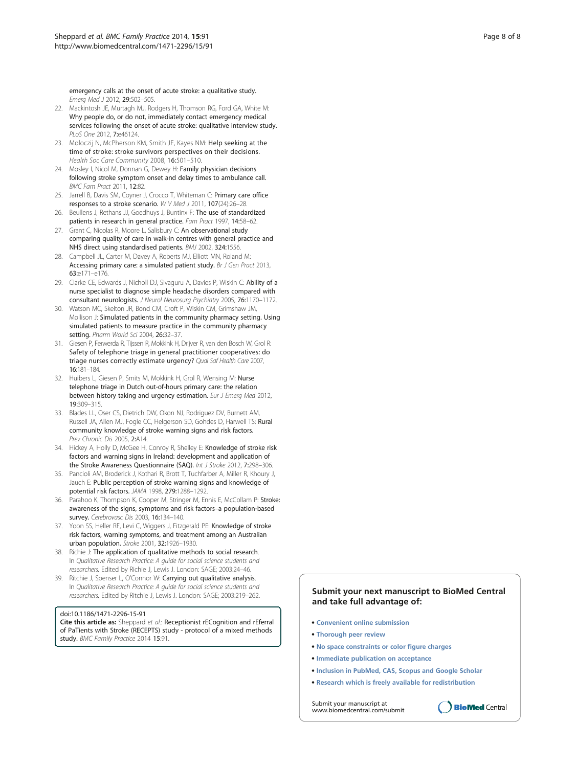emergency calls at the onset of acute stroke: a qualitative study. *Emerg Med J* 2012, **29**:502–505.

22. Mackintosh JE, Murtagh MJ, Rodgers H, Thomson RG, Ford GA, White M: **Why people do, or do not, immediately contact emergency medical services following the onset of acute stroke: qualitative interview study.** *PLoS One* 2012, **7**:e46124.
23. Moloczij N, McPherson KM, Smith JF, Kayes NM: **Help seeking at the time of stroke: stroke survivors perspectives on their decisions.** *Health Soc Care Community* 2008, **16**:501–510.
24. Mosley I, Nicol M, Donnan G, Dewey H: **Family physician decisions following stroke symptom onset and delay times to ambulance call.** *BMC Fam Pract* 2011, **12**:82.
25. Jarrell B, Davis SM, Coyner J, Crocco T, Whiteman C: **Primary care office responses to a stroke scenario.** *W V Med J* 2011, **107**(24):26–28.
26. Beullens J, Rethans JJ, Goedhuys J, Buntinx F: **The use of standardized patients in research in general practice.** *Fam Pract* 1997, **14**:58–62.
27. Grant C, Nicolas R, Moore L, Salisbury C: **An observational study comparing quality of care in walk-in centres with general practice and NHS direct using standardised patients.** *BMJ* 2002, **324**:1556.
28. Campbell JL, Carter M, Davey A, Roberts MJ, Elliott MN, Roland M: **Accessing primary care: a simulated patient study.** *Br J Gen Pract* 2013, **63**:e171–e176.
29. Clarke CE, Edwards J, Nicholl DJ, Sivaguru A, Davies P, Wiskin C: **Ability of a nurse specialist to diagnose simple headache disorders compared with consultant neurologists.** *J Neurol Neurosurg Psychiatry* 2005, **76**:1170–1172.
30. Watson MC, Skelton JR, Bond CM, Croft P, Wiskin CM, Grimshaw JM, Mollison J: **Simulated patients in the community pharmacy setting. Using simulated patients to measure practice in the community pharmacy setting.** *Pharm World Sci* 2004, **26**:32–37.
31. Giesen P, Ferwerda R, Tijssen R, Mokkink H, Drijver R, van den Bosch W, Grol R: **Safety of telephone triage in general practitioner cooperatives: do triage nurses correctly estimate urgency?** *Qual Saf Health Care* 2007, **16**:181–184.
32. Huibers L, Giesen P, Smits M, Mokkink H, Grol R, Wensing M: **Nurse telephone triage in Dutch out-of-hours primary care: the relation between history taking and urgency estimation.** *Eur J Emerg Med* 2012, **19**:309–315.
33. Blades LL, Oser CS, Dietrich DW, Okon NJ, Rodriguez DV, Burnett AM, Russell JA, Allen MJ, Fogle CC, Helgerson SD, Gohdes D, Harwell TS: **Rural community knowledge of stroke warning signs and risk factors.** *Prev Chronic Dis* 2005, **2**:A14.
34. Hickey A, Holly D, McGee H, Conroy R, Shelley E: **Knowledge of stroke risk factors and warning signs in Ireland: development and application of the Stroke Awareness Questionnaire (SAQ).** *Int J Stroke* 2012, **7**:298–306.
35. Pancioli AM, Broderick J, Kothari R, Brott T, Tuchfarber A, Miller R, Khoury J, Jauch E: **Public perception of stroke warning signs and knowledge of potential risk factors.** *JAMA* 1998, **279**:1288–1292.
36. Parahoo K, Thompson K, Cooper M, Stringer M, Ennis E, McCollam P: **Stroke: awareness of the signs, symptoms and risk factors–a population-based survey.** *Cerebrovasc Dis* 2003, **16**:134–140.
37. Yoon SS, Heller RF, Levi C, Wiggers J, Fitzgerald PE: **Knowledge of stroke risk factors, warning symptoms, and treatment among an Australian urban population.** *Stroke* 2001, **32**:1926–1930.
38. Richie J: **The application of qualitative methods to social research.** In *Qualitative Research Practice: A guide for social science students and researchers.* Edited by Richie J, Lewis J. London: SAGE; 2003:24–46.
39. Ritchie J, Spenser L, O'Connor W: **Carrying out qualitative analysis.** In *Qualitative Research Practice: A guide for social science students and researchers.* Edited by Ritchie J, Lewis J. London: SAGE; 2003:219–262.

doi:10.1186/1471-2296-15-91

**Cite this article as:** Sheppard *et al.*: Receptionist rECognition and rEferral of PaTients with Stroke (RECEPTS) study - protocol of a mixed methods study. *BMC Family Practice* 2014 15:91.

**Submit your next manuscript to BioMed Central and take full advantage of:**

- **Convenient online submission**
- **Thorough peer review**
- **No space constraints or color figure charges**
- **Immediate publication on acceptance**
- **Inclusion in PubMed, CAS, Scopus and Google Scholar**
- **Research which is freely available for redistribution**

Submit your manuscript at www.biomedcentral.com/submit

BioMed Central